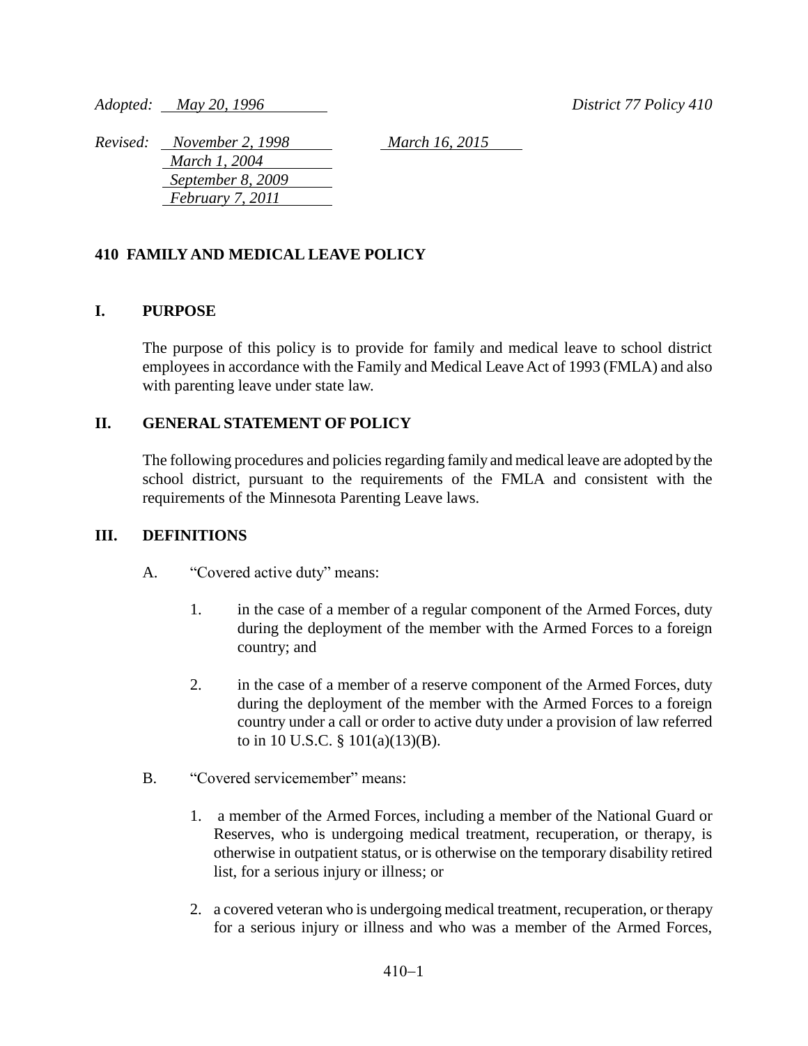*Adopted: May 20, 1996* *District 77 Policy 410*

*Revised: November 2, 1998*
*March 1, 2004*
*September 8, 2009*
*February 7, 2011*
*March 16, 2015*

## 410 FAMILY AND MEDICAL LEAVE POLICY

### I. PURPOSE

The purpose of this policy is to provide for family and medical leave to school district employees in accordance with the Family and Medical Leave Act of 1993 (FMLA) and also with parenting leave under state law.

### II. GENERAL STATEMENT OF POLICY

The following procedures and policies regarding family and medical leave are adopted by the school district, pursuant to the requirements of the FMLA and consistent with the requirements of the Minnesota Parenting Leave laws.

### III. DEFINITIONS

A. "Covered active duty" means:

1. in the case of a member of a regular component of the Armed Forces, duty during the deployment of the member with the Armed Forces to a foreign country; and

2. in the case of a member of a reserve component of the Armed Forces, duty during the deployment of the member with the Armed Forces to a foreign country under a call or order to active duty under a provision of law referred to in 10 U.S.C. § 101(a)(13)(B).

B. "Covered servicemember" means:

1. a member of the Armed Forces, including a member of the National Guard or Reserves, who is undergoing medical treatment, recuperation, or therapy, is otherwise in outpatient status, or is otherwise on the temporary disability retired list, for a serious injury or illness; or

2. a covered veteran who is undergoing medical treatment, recuperation, or therapy for a serious injury or illness and who was a member of the Armed Forces,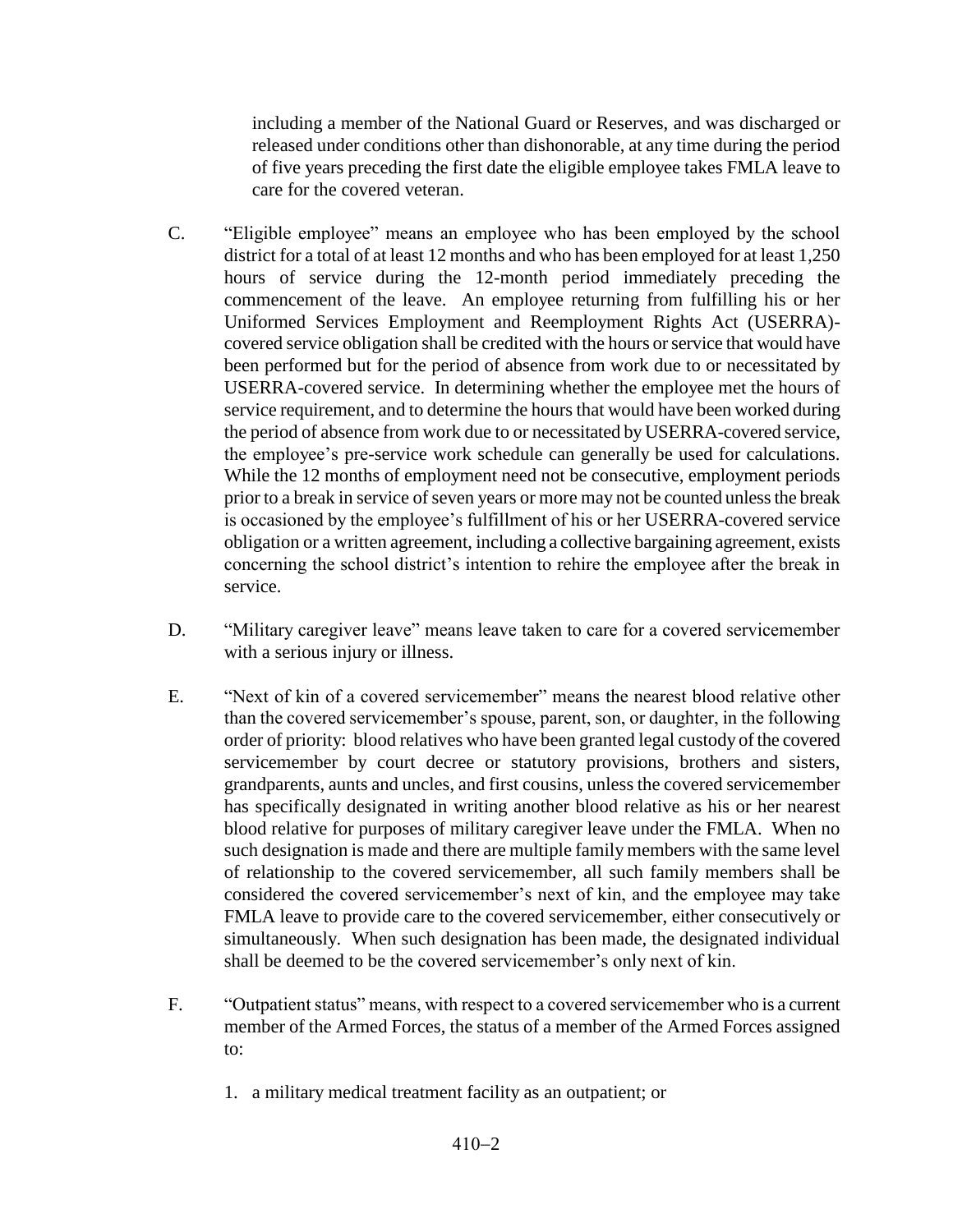including a member of the National Guard or Reserves, and was discharged or released under conditions other than dishonorable, at any time during the period of five years preceding the first date the eligible employee takes FMLA leave to care for the covered veteran.

C. "Eligible employee" means an employee who has been employed by the school district for a total of at least 12 months and who has been employed for at least 1,250 hours of service during the 12-month period immediately preceding the commencement of the leave. An employee returning from fulfilling his or her Uniformed Services Employment and Reemployment Rights Act (USERRA)-covered service obligation shall be credited with the hours or service that would have been performed but for the period of absence from work due to or necessitated by USERRA-covered service. In determining whether the employee met the hours of service requirement, and to determine the hours that would have been worked during the period of absence from work due to or necessitated by USERRA-covered service, the employee's pre-service work schedule can generally be used for calculations. While the 12 months of employment need not be consecutive, employment periods prior to a break in service of seven years or more may not be counted unless the break is occasioned by the employee's fulfillment of his or her USERRA-covered service obligation or a written agreement, including a collective bargaining agreement, exists concerning the school district's intention to rehire the employee after the break in service.

D. "Military caregiver leave" means leave taken to care for a covered servicemember with a serious injury or illness.

E. "Next of kin of a covered servicemember" means the nearest blood relative other than the covered servicemember's spouse, parent, son, or daughter, in the following order of priority: blood relatives who have been granted legal custody of the covered servicemember by court decree or statutory provisions, brothers and sisters, grandparents, aunts and uncles, and first cousins, unless the covered servicemember has specifically designated in writing another blood relative as his or her nearest blood relative for purposes of military caregiver leave under the FMLA. When no such designation is made and there are multiple family members with the same level of relationship to the covered servicemember, all such family members shall be considered the covered servicemember's next of kin, and the employee may take FMLA leave to provide care to the covered servicemember, either consecutively or simultaneously. When such designation has been made, the designated individual shall be deemed to be the covered servicemember's only next of kin.

F. "Outpatient status" means, with respect to a covered servicemember who is a current member of the Armed Forces, the status of a member of the Armed Forces assigned to:

1. a military medical treatment facility as an outpatient; or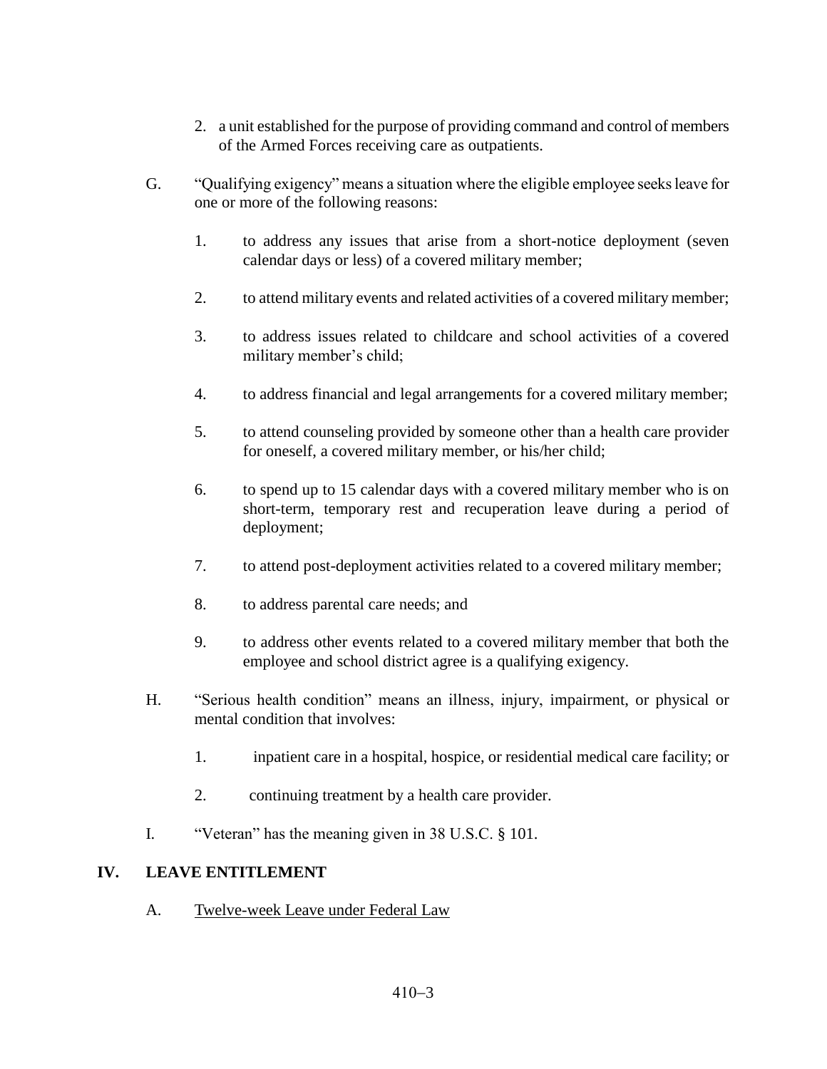2. a unit established for the purpose of providing command and control of members of the Armed Forces receiving care as outpatients.

G. "Qualifying exigency" means a situation where the eligible employee seeks leave for one or more of the following reasons:

   1. to address any issues that arise from a short-notice deployment (seven calendar days or less) of a covered military member;

   2. to attend military events and related activities of a covered military member;

   3. to address issues related to childcare and school activities of a covered military member's child;

   4. to address financial and legal arrangements for a covered military member;

   5. to attend counseling provided by someone other than a health care provider for oneself, a covered military member, or his/her child;

   6. to spend up to 15 calendar days with a covered military member who is on short-term, temporary rest and recuperation leave during a period of deployment;

   7. to attend post-deployment activities related to a covered military member;

   8. to address parental care needs; and

   9. to address other events related to a covered military member that both the employee and school district agree is a qualifying exigency.

H. "Serious health condition" means an illness, injury, impairment, or physical or mental condition that involves:

   1. inpatient care in a hospital, hospice, or residential medical care facility; or

   2. continuing treatment by a health care provider.

I. "Veteran" has the meaning given in 38 U.S.C. § 101.

## IV. LEAVE ENTITLEMENT

A. Twelve-week Leave under Federal Law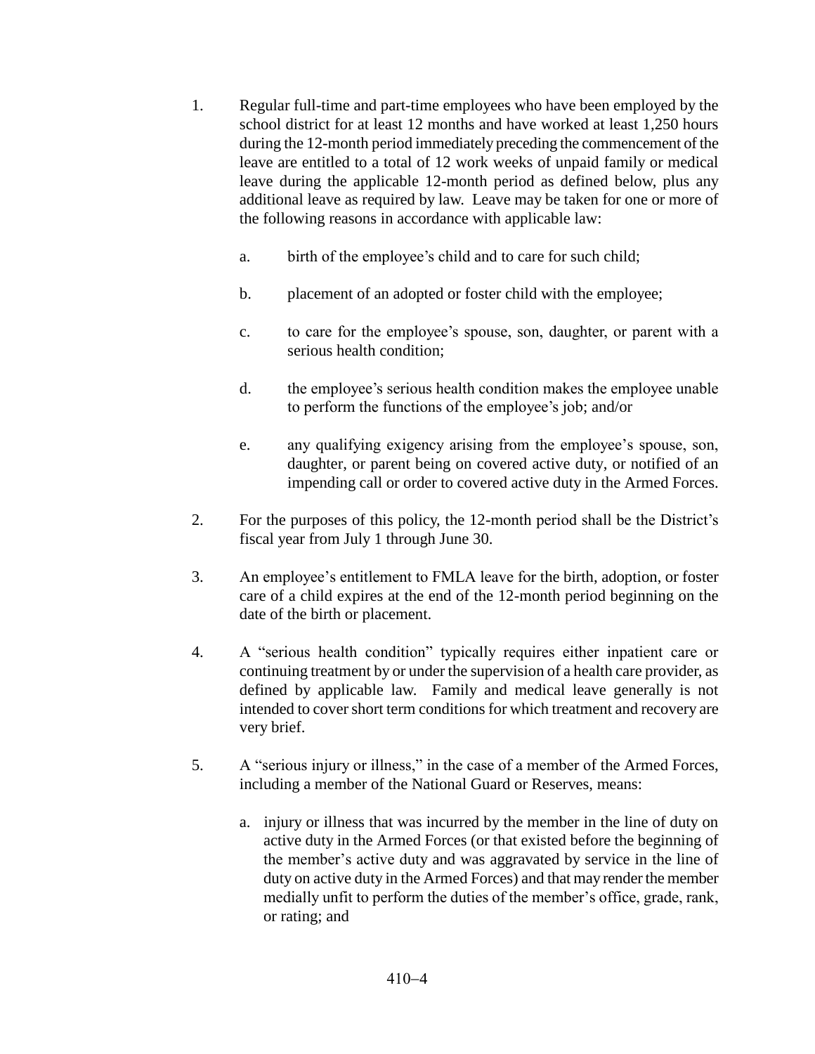1. Regular full-time and part-time employees who have been employed by the school district for at least 12 months and have worked at least 1,250 hours during the 12-month period immediately preceding the commencement of the leave are entitled to a total of 12 work weeks of unpaid family or medical leave during the applicable 12-month period as defined below, plus any additional leave as required by law. Leave may be taken for one or more of the following reasons in accordance with applicable law:

    a. birth of the employee's child and to care for such child;

    b. placement of an adopted or foster child with the employee;

    c. to care for the employee's spouse, son, daughter, or parent with a serious health condition;

    d. the employee's serious health condition makes the employee unable to perform the functions of the employee's job; and/or

    e. any qualifying exigency arising from the employee's spouse, son, daughter, or parent being on covered active duty, or notified of an impending call or order to covered active duty in the Armed Forces.

2. For the purposes of this policy, the 12-month period shall be the District's fiscal year from July 1 through June 30.

3. An employee's entitlement to FMLA leave for the birth, adoption, or foster care of a child expires at the end of the 12-month period beginning on the date of the birth or placement.

4. A "serious health condition" typically requires either inpatient care or continuing treatment by or under the supervision of a health care provider, as defined by applicable law. Family and medical leave generally is not intended to cover short term conditions for which treatment and recovery are very brief.

5. A "serious injury or illness," in the case of a member of the Armed Forces, including a member of the National Guard or Reserves, means:

    a. injury or illness that was incurred by the member in the line of duty on active duty in the Armed Forces (or that existed before the beginning of the member's active duty and was aggravated by service in the line of duty on active duty in the Armed Forces) and that may render the member medially unfit to perform the duties of the member's office, grade, rank, or rating; and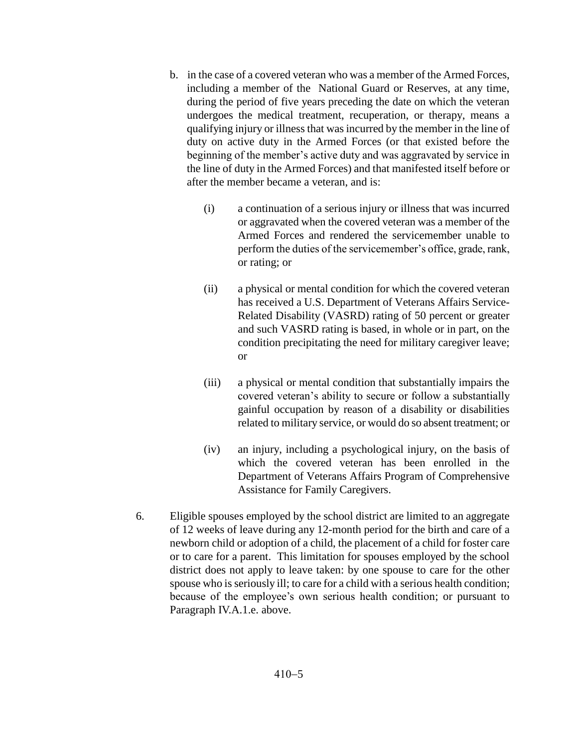b. in the case of a covered veteran who was a member of the Armed Forces, including a member of the National Guard or Reserves, at any time, during the period of five years preceding the date on which the veteran undergoes the medical treatment, recuperation, or therapy, means a qualifying injury or illness that was incurred by the member in the line of duty on active duty in the Armed Forces (or that existed before the beginning of the member's active duty and was aggravated by service in the line of duty in the Armed Forces) and that manifested itself before or after the member became a veteran, and is:

   (i) a continuation of a serious injury or illness that was incurred or aggravated when the covered veteran was a member of the Armed Forces and rendered the servicemember unable to perform the duties of the servicemember's office, grade, rank, or rating; or

   (ii) a physical or mental condition for which the covered veteran has received a U.S. Department of Veterans Affairs Service-Related Disability (VASRD) rating of 50 percent or greater and such VASRD rating is based, in whole or in part, on the condition precipitating the need for military caregiver leave; or

   (iii) a physical or mental condition that substantially impairs the covered veteran's ability to secure or follow a substantially gainful occupation by reason of a disability or disabilities related to military service, or would do so absent treatment; or

   (iv) an injury, including a psychological injury, on the basis of which the covered veteran has been enrolled in the Department of Veterans Affairs Program of Comprehensive Assistance for Family Caregivers.

6. Eligible spouses employed by the school district are limited to an aggregate of 12 weeks of leave during any 12-month period for the birth and care of a newborn child or adoption of a child, the placement of a child for foster care or to care for a parent. This limitation for spouses employed by the school district does not apply to leave taken: by one spouse to care for the other spouse who is seriously ill; to care for a child with a serious health condition; because of the employee's own serious health condition; or pursuant to Paragraph IV.A.1.e. above.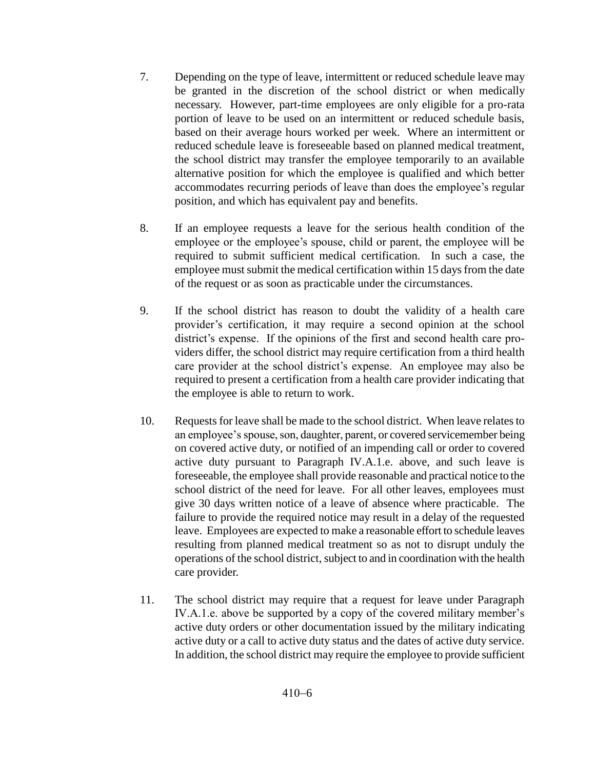7. Depending on the type of leave, intermittent or reduced schedule leave may be granted in the discretion of the school district or when medically necessary. However, part-time employees are only eligible for a pro-rata portion of leave to be used on an intermittent or reduced schedule basis, based on their average hours worked per week. Where an intermittent or reduced schedule leave is foreseeable based on planned medical treatment, the school district may transfer the employee temporarily to an available alternative position for which the employee is qualified and which better accommodates recurring periods of leave than does the employee's regular position, and which has equivalent pay and benefits.

8. If an employee requests a leave for the serious health condition of the employee or the employee's spouse, child or parent, the employee will be required to submit sufficient medical certification. In such a case, the employee must submit the medical certification within 15 days from the date of the request or as soon as practicable under the circumstances.

9. If the school district has reason to doubt the validity of a health care provider's certification, it may require a second opinion at the school district's expense. If the opinions of the first and second health care providers differ, the school district may require certification from a third health care provider at the school district's expense. An employee may also be required to present a certification from a health care provider indicating that the employee is able to return to work.

10. Requests for leave shall be made to the school district. When leave relates to an employee's spouse, son, daughter, parent, or covered servicemember being on covered active duty, or notified of an impending call or order to covered active duty pursuant to Paragraph IV.A.1.e. above, and such leave is foreseeable, the employee shall provide reasonable and practical notice to the school district of the need for leave. For all other leaves, employees must give 30 days written notice of a leave of absence where practicable. The failure to provide the required notice may result in a delay of the requested leave. Employees are expected to make a reasonable effort to schedule leaves resulting from planned medical treatment so as not to disrupt unduly the operations of the school district, subject to and in coordination with the health care provider.

11. The school district may require that a request for leave under Paragraph IV.A.1.e. above be supported by a copy of the covered military member's active duty orders or other documentation issued by the military indicating active duty or a call to active duty status and the dates of active duty service. In addition, the school district may require the employee to provide sufficient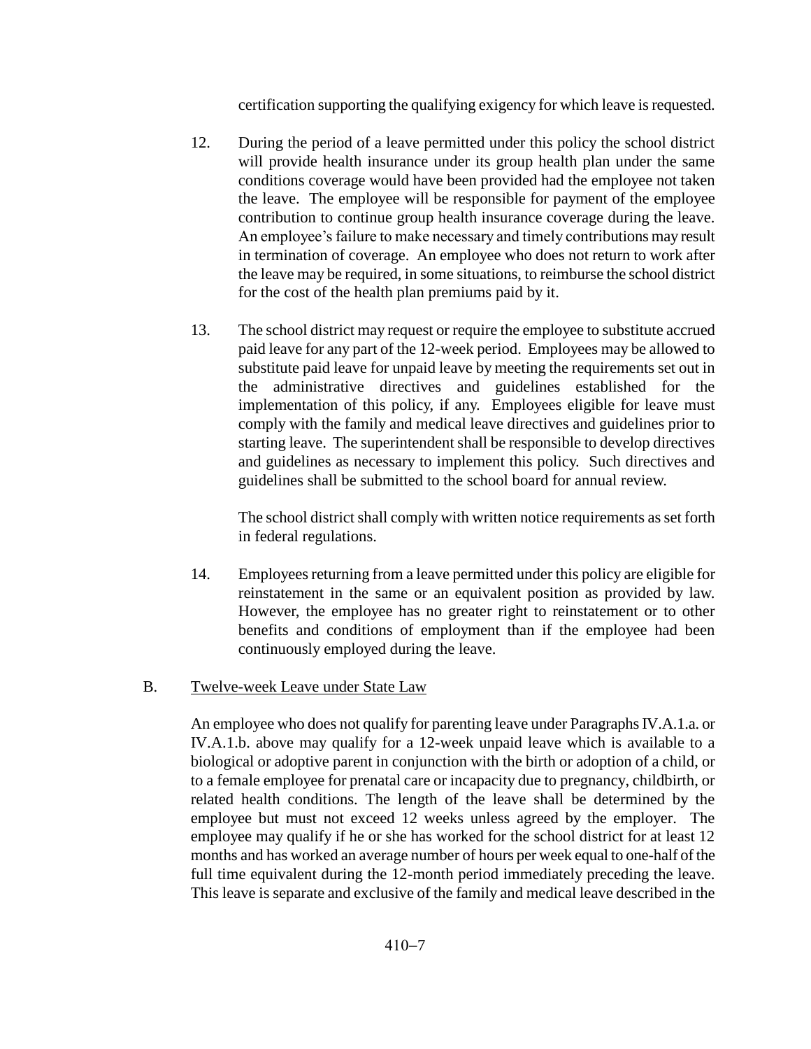certification supporting the qualifying exigency for which leave is requested.

12. During the period of a leave permitted under this policy the school district will provide health insurance under its group health plan under the same conditions coverage would have been provided had the employee not taken the leave. The employee will be responsible for payment of the employee contribution to continue group health insurance coverage during the leave. An employee's failure to make necessary and timely contributions may result in termination of coverage. An employee who does not return to work after the leave may be required, in some situations, to reimburse the school district for the cost of the health plan premiums paid by it.

13. The school district may request or require the employee to substitute accrued paid leave for any part of the 12-week period. Employees may be allowed to substitute paid leave for unpaid leave by meeting the requirements set out in the administrative directives and guidelines established for the implementation of this policy, if any. Employees eligible for leave must comply with the family and medical leave directives and guidelines prior to starting leave. The superintendent shall be responsible to develop directives and guidelines as necessary to implement this policy. Such directives and guidelines shall be submitted to the school board for annual review.

    The school district shall comply with written notice requirements as set forth in federal regulations.

14. Employees returning from a leave permitted under this policy are eligible for reinstatement in the same or an equivalent position as provided by law. However, the employee has no greater right to reinstatement or to other benefits and conditions of employment than if the employee had been continuously employed during the leave.

B. <u>Twelve-week Leave under State Law</u>

An employee who does not qualify for parenting leave under Paragraphs IV.A.1.a. or IV.A.1.b. above may qualify for a 12-week unpaid leave which is available to a biological or adoptive parent in conjunction with the birth or adoption of a child, or to a female employee for prenatal care or incapacity due to pregnancy, childbirth, or related health conditions. The length of the leave shall be determined by the employee but must not exceed 12 weeks unless agreed by the employer. The employee may qualify if he or she has worked for the school district for at least 12 months and has worked an average number of hours per week equal to one-half of the full time equivalent during the 12-month period immediately preceding the leave. This leave is separate and exclusive of the family and medical leave described in the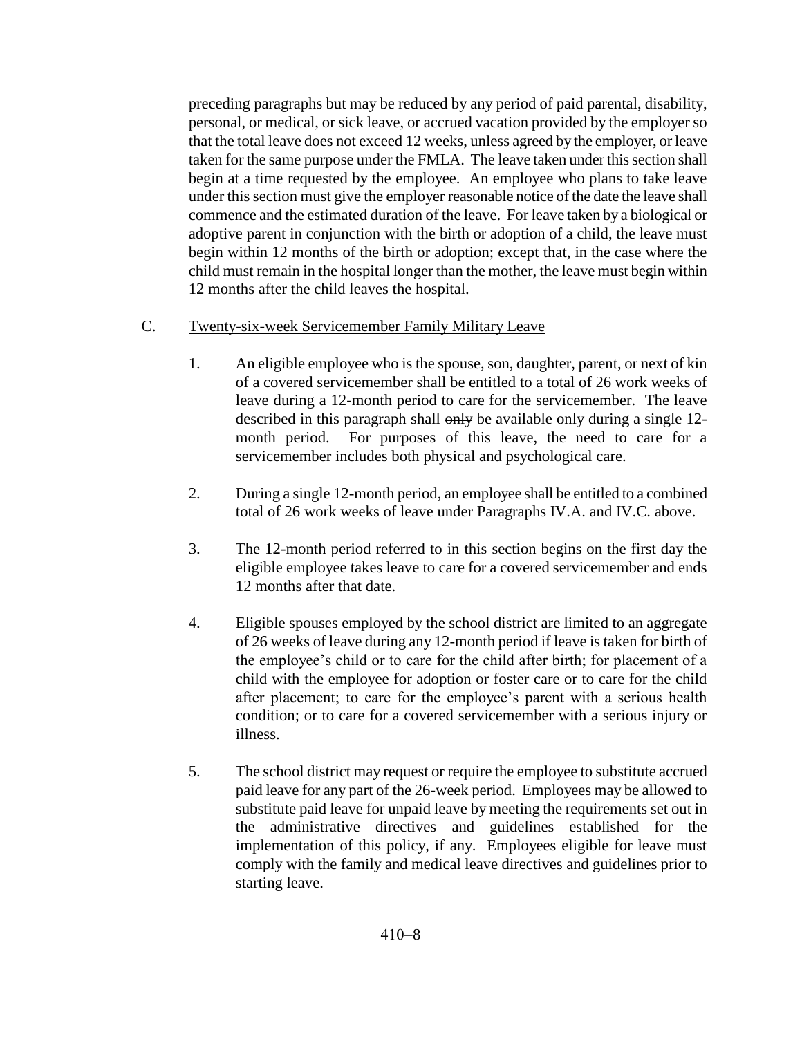preceding paragraphs but may be reduced by any period of paid parental, disability, personal, or medical, or sick leave, or accrued vacation provided by the employer so that the total leave does not exceed 12 weeks, unless agreed by the employer, or leave taken for the same purpose under the FMLA. The leave taken under this section shall begin at a time requested by the employee. An employee who plans to take leave under this section must give the employer reasonable notice of the date the leave shall commence and the estimated duration of the leave. For leave taken by a biological or adoptive parent in conjunction with the birth or adoption of a child, the leave must begin within 12 months of the birth or adoption; except that, in the case where the child must remain in the hospital longer than the mother, the leave must begin within 12 months after the child leaves the hospital.

C. Twenty-six-week Servicemember Family Military Leave

1. An eligible employee who is the spouse, son, daughter, parent, or next of kin of a covered servicemember shall be entitled to a total of 26 work weeks of leave during a 12-month period to care for the servicemember. The leave described in this paragraph shall ~~only~~ be available only during a single 12-month period. For purposes of this leave, the need to care for a servicemember includes both physical and psychological care.

2. During a single 12-month period, an employee shall be entitled to a combined total of 26 work weeks of leave under Paragraphs IV.A. and IV.C. above.

3. The 12-month period referred to in this section begins on the first day the eligible employee takes leave to care for a covered servicemember and ends 12 months after that date.

4. Eligible spouses employed by the school district are limited to an aggregate of 26 weeks of leave during any 12-month period if leave is taken for birth of the employee's child or to care for the child after birth; for placement of a child with the employee for adoption or foster care or to care for the child after placement; to care for the employee's parent with a serious health condition; or to care for a covered servicemember with a serious injury or illness.

5. The school district may request or require the employee to substitute accrued paid leave for any part of the 26-week period. Employees may be allowed to substitute paid leave for unpaid leave by meeting the requirements set out in the administrative directives and guidelines established for the implementation of this policy, if any. Employees eligible for leave must comply with the family and medical leave directives and guidelines prior to starting leave.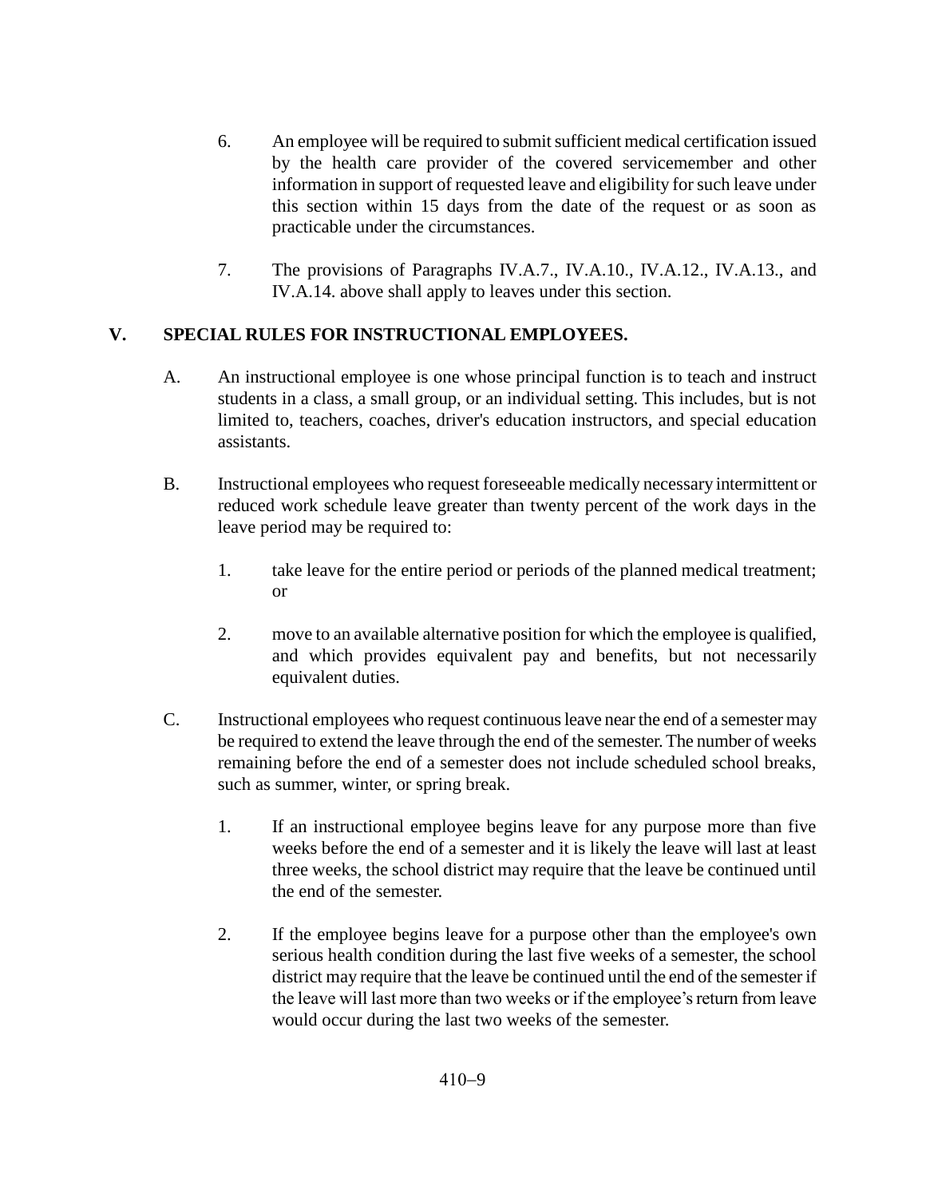6. An employee will be required to submit sufficient medical certification issued by the health care provider of the covered servicemember and other information in support of requested leave and eligibility for such leave under this section within 15 days from the date of the request or as soon as practicable under the circumstances.

7. The provisions of Paragraphs IV.A.7., IV.A.10., IV.A.12., IV.A.13., and IV.A.14. above shall apply to leaves under this section.

## V. SPECIAL RULES FOR INSTRUCTIONAL EMPLOYEES.

A. An instructional employee is one whose principal function is to teach and instruct students in a class, a small group, or an individual setting. This includes, but is not limited to, teachers, coaches, driver's education instructors, and special education assistants.

B. Instructional employees who request foreseeable medically necessary intermittent or reduced work schedule leave greater than twenty percent of the work days in the leave period may be required to:

  1. take leave for the entire period or periods of the planned medical treatment; or

  2. move to an available alternative position for which the employee is qualified, and which provides equivalent pay and benefits, but not necessarily equivalent duties.

C. Instructional employees who request continuous leave near the end of a semester may be required to extend the leave through the end of the semester. The number of weeks remaining before the end of a semester does not include scheduled school breaks, such as summer, winter, or spring break.

  1. If an instructional employee begins leave for any purpose more than five weeks before the end of a semester and it is likely the leave will last at least three weeks, the school district may require that the leave be continued until the end of the semester.

  2. If the employee begins leave for a purpose other than the employee's own serious health condition during the last five weeks of a semester, the school district may require that the leave be continued until the end of the semester if the leave will last more than two weeks or if the employee's return from leave would occur during the last two weeks of the semester.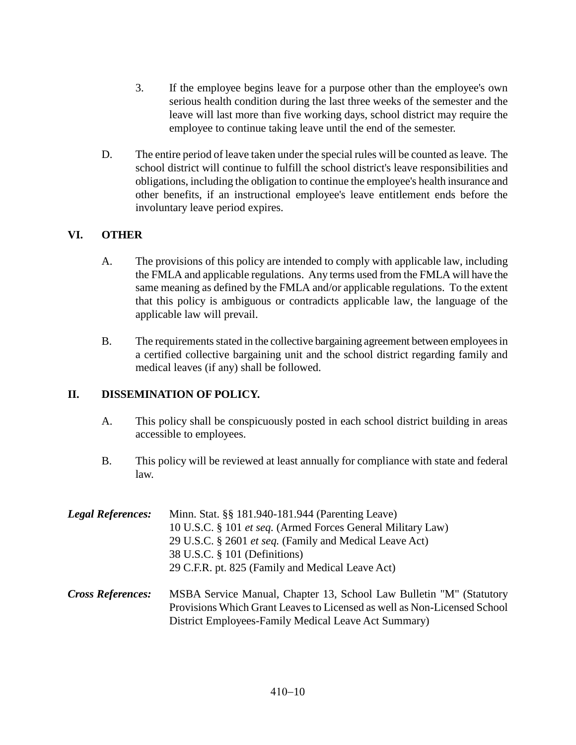3. If the employee begins leave for a purpose other than the employee's own serious health condition during the last three weeks of the semester and the leave will last more than five working days, school district may require the employee to continue taking leave until the end of the semester.

D. The entire period of leave taken under the special rules will be counted as leave. The school district will continue to fulfill the school district's leave responsibilities and obligations, including the obligation to continue the employee's health insurance and other benefits, if an instructional employee's leave entitlement ends before the involuntary leave period expires.

## VI. OTHER

A. The provisions of this policy are intended to comply with applicable law, including the FMLA and applicable regulations. Any terms used from the FMLA will have the same meaning as defined by the FMLA and/or applicable regulations. To the extent that this policy is ambiguous or contradicts applicable law, the language of the applicable law will prevail.

B. The requirements stated in the collective bargaining agreement between employees in a certified collective bargaining unit and the school district regarding family and medical leaves (if any) shall be followed.

## II. DISSEMINATION OF POLICY.

A. This policy shall be conspicuously posted in each school district building in areas accessible to employees.

B. This policy will be reviewed at least annually for compliance with state and federal law.

***Legal References:***
Minn. Stat. §§ 181.940-181.944 (Parenting Leave)
10 U.S.C. § 101 *et seq.* (Armed Forces General Military Law)
29 U.S.C. § 2601 *et seq.* (Family and Medical Leave Act)
38 U.S.C. § 101 (Definitions)
29 C.F.R. pt. 825 (Family and Medical Leave Act)

***Cross References:***
MSBA Service Manual, Chapter 13, School Law Bulletin "M" (Statutory Provisions Which Grant Leaves to Licensed as well as Non-Licensed School District Employees-Family Medical Leave Act Summary)